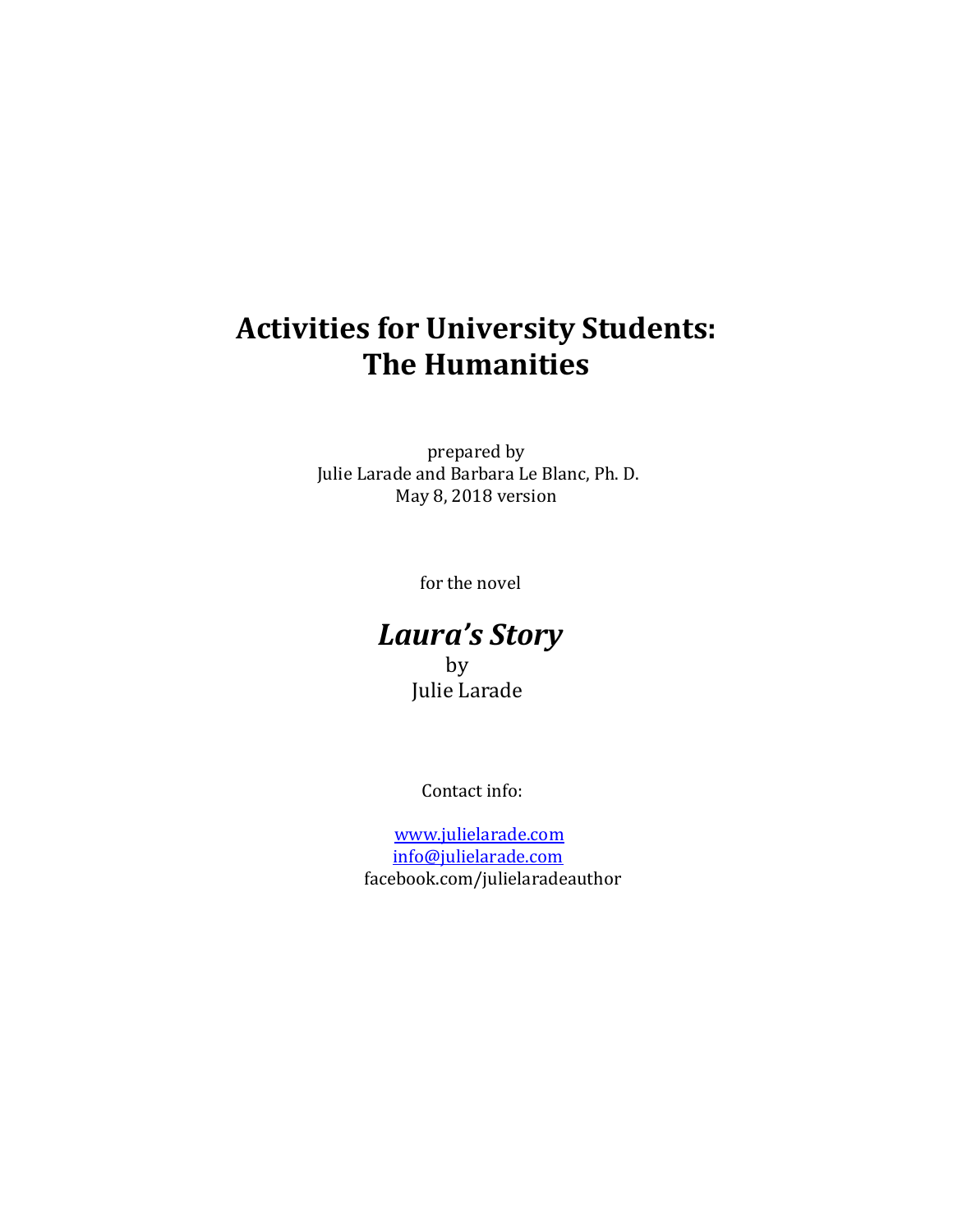# Activities for University Students: The Humanities

prepared by
Julie Larade and Barbara Le Blanc, Ph. D.
May 8, 2018 version

for the novel

## *Laura's Story*

by
Julie Larade

Contact info:

[www.julielarade.com](http://www.julielarade.com)
[info@julielarade.com](mailto:info@julielarade.com)
facebook.com/julielaradeauthor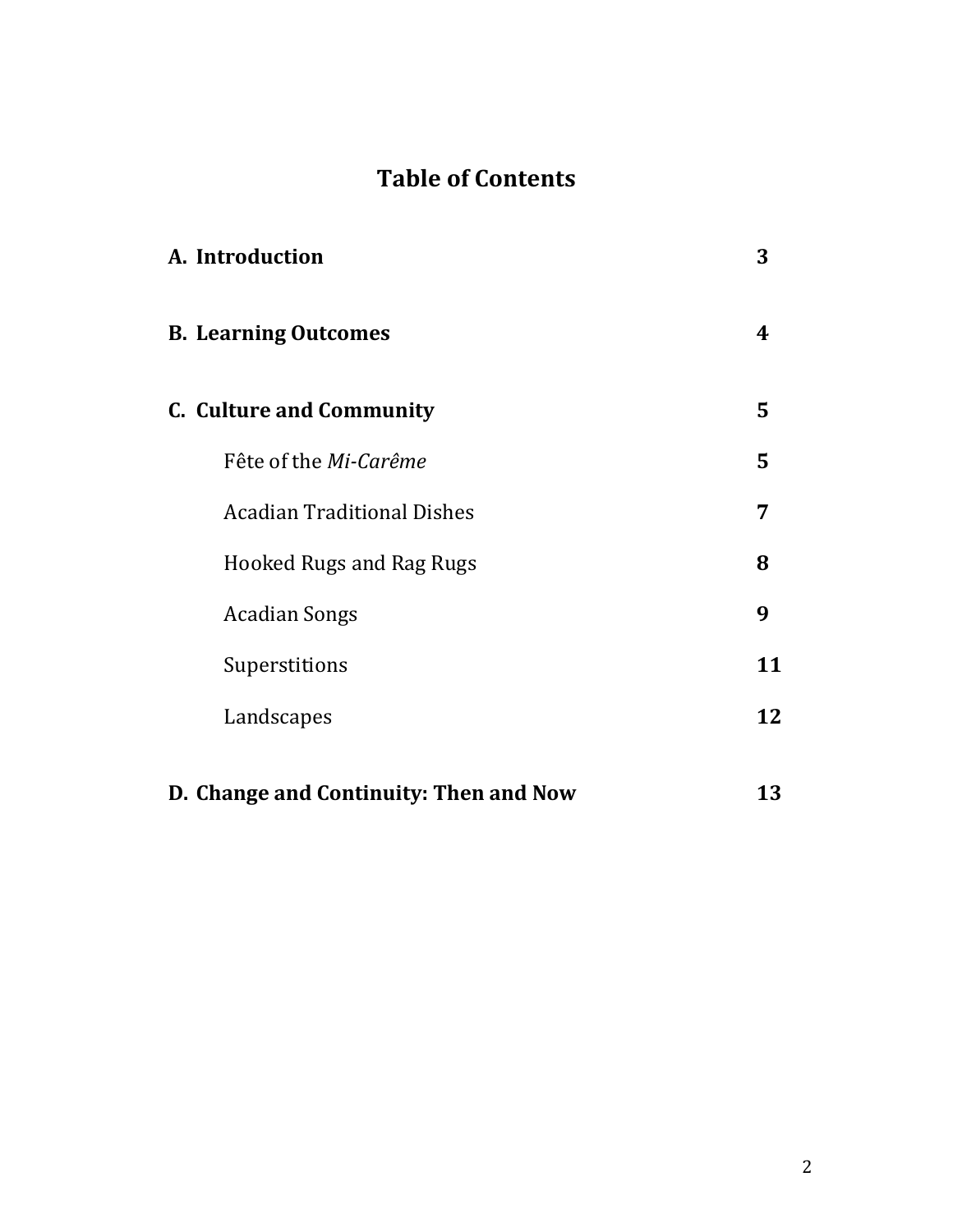# Table of Contents

| | |
|---|---|
| **A. Introduction** | **3** |
| **B. Learning Outcomes** | **4** |
| **C. Culture and Community** | **5** |
| Fête of the *Mi-Carême* | **5** |
| Acadian Traditional Dishes | **7** |
| Hooked Rugs and Rag Rugs | **8** |
| Acadian Songs | **9** |
| Superstitions | **11** |
| Landscapes | **12** |
| **D. Change and Continuity: Then and Now** | **13** |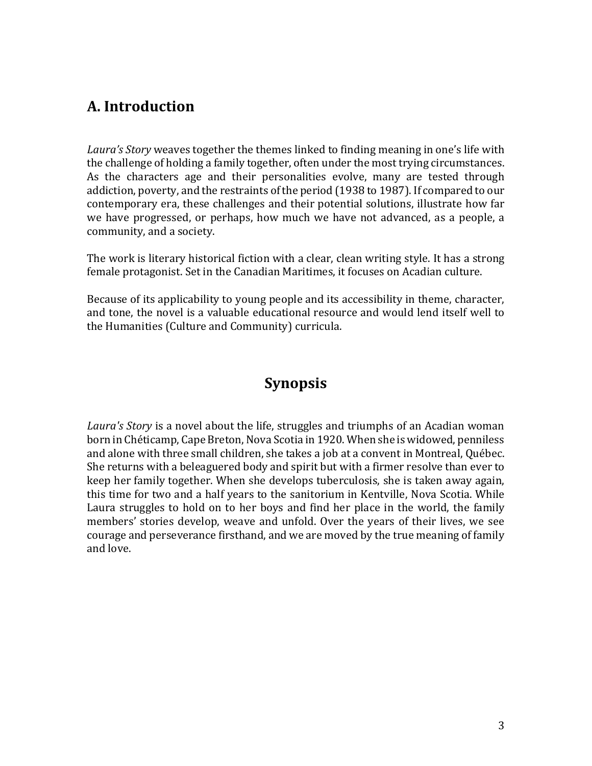## A. Introduction

*Laura's Story* weaves together the themes linked to finding meaning in one's life with the challenge of holding a family together, often under the most trying circumstances. As the characters age and their personalities evolve, many are tested through addiction, poverty, and the restraints of the period (1938 to 1987). If compared to our contemporary era, these challenges and their potential solutions, illustrate how far we have progressed, or perhaps, how much we have not advanced, as a people, a community, and a society.

The work is literary historical fiction with a clear, clean writing style. It has a strong female protagonist. Set in the Canadian Maritimes, it focuses on Acadian culture.

Because of its applicability to young people and its accessibility in theme, character, and tone, the novel is a valuable educational resource and would lend itself well to the Humanities (Culture and Community) curricula.

## Synopsis

*Laura's Story* is a novel about the life, struggles and triumphs of an Acadian woman born in Chéticamp, Cape Breton, Nova Scotia in 1920. When she is widowed, penniless and alone with three small children, she takes a job at a convent in Montreal, Québec. She returns with a beleaguered body and spirit but with a firmer resolve than ever to keep her family together. When she develops tuberculosis, she is taken away again, this time for two and a half years to the sanitorium in Kentville, Nova Scotia. While Laura struggles to hold on to her boys and find her place in the world, the family members' stories develop, weave and unfold. Over the years of their lives, we see courage and perseverance firsthand, and we are moved by the true meaning of family and love.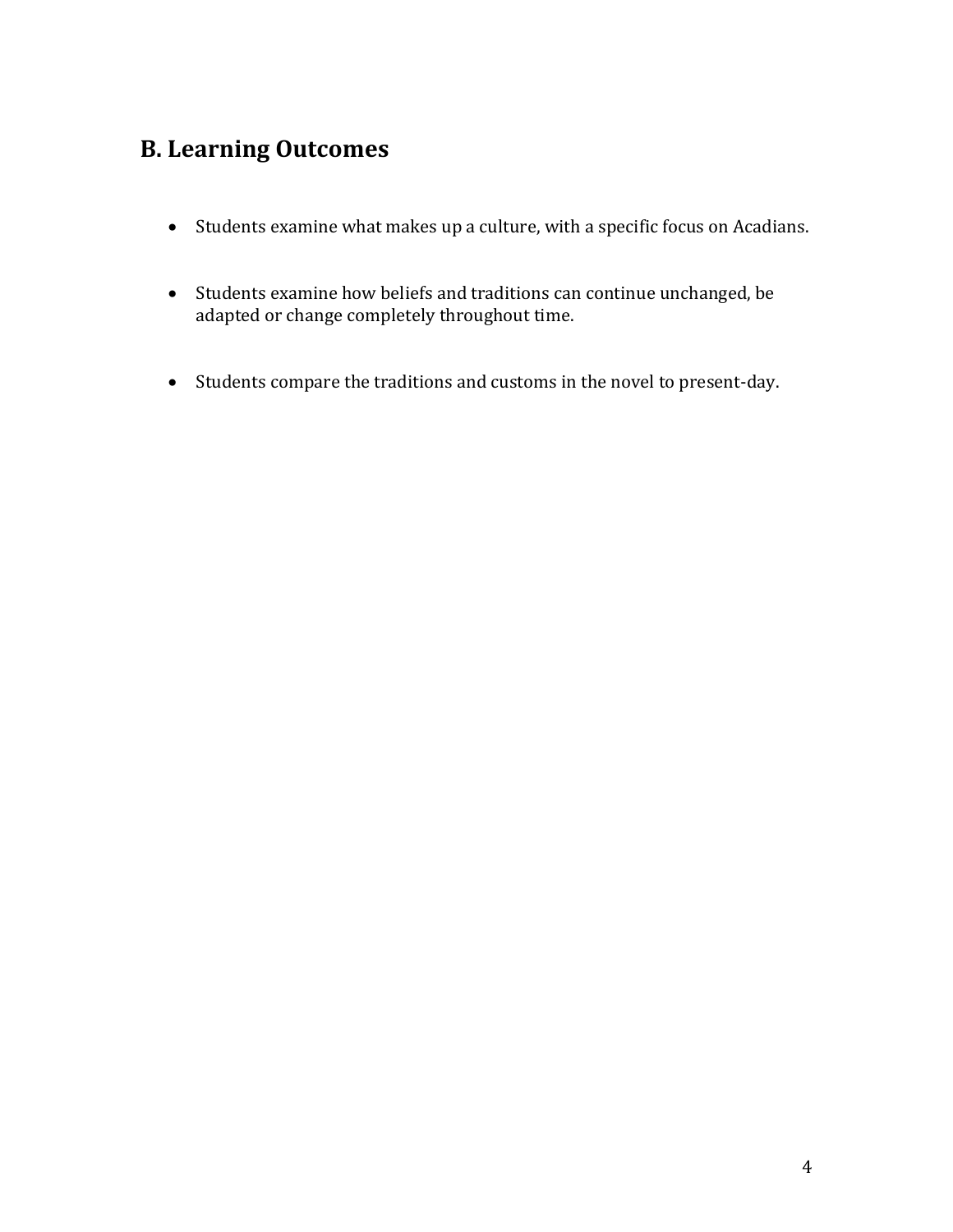## B. Learning Outcomes

- Students examine what makes up a culture, with a specific focus on Acadians.

- Students examine how beliefs and traditions can continue unchanged, be adapted or change completely throughout time.

- Students compare the traditions and customs in the novel to present-day.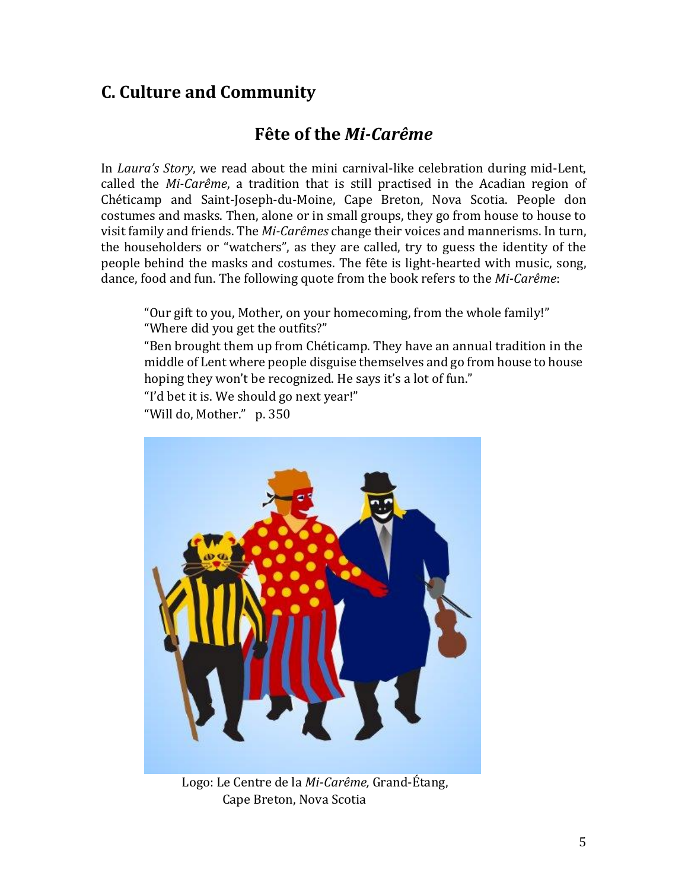## C. Culture and Community

### Fête of the *Mi-Carême*

In *Laura's Story*, we read about the mini carnival-like celebration during mid-Lent, called the *Mi-Carême*, a tradition that is still practised in the Acadian region of Chéticamp and Saint-Joseph-du-Moine, Cape Breton, Nova Scotia. People don costumes and masks. Then, alone or in small groups, they go from house to house to visit family and friends. The *Mi-Carêmes* change their voices and mannerisms. In turn, the householders or "watchers", as they are called, try to guess the identity of the people behind the masks and costumes. The fête is light-hearted with music, song, dance, food and fun. The following quote from the book refers to the *Mi-Carême*:

> "Our gift to you, Mother, on your homecoming, from the whole family!"
> "Where did you get the outfits?"
> "Ben brought them up from Chéticamp. They have an annual tradition in the middle of Lent where people disguise themselves and go from house to house hoping they won't be recognized. He says it's a lot of fun."
> "I'd bet it is. We should go next year!"
> "Will do, Mother." p. 350

Logo: Le Centre de la *Mi-Carême,* Grand-Étang, Cape Breton, Nova Scotia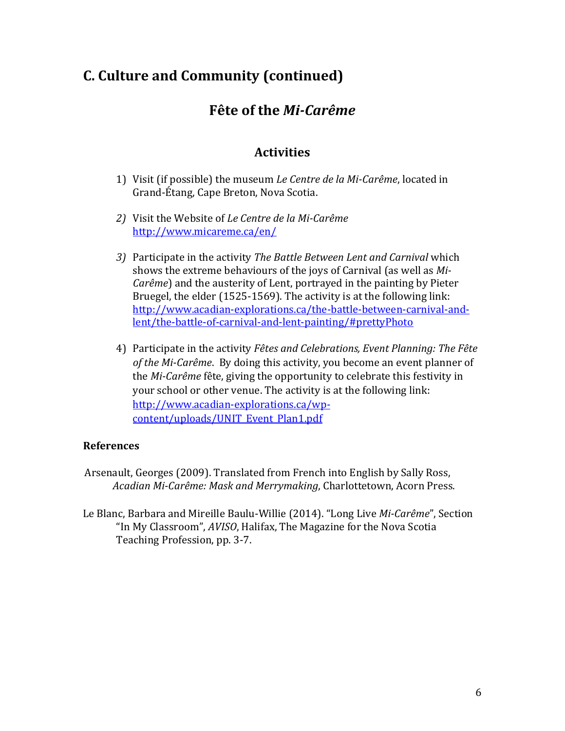## C. Culture and Community (continued)

### Fête of the *Mi-Carême*

#### Activities

1) Visit (if possible) the museum *Le Centre de la Mi-Carême*, located in Grand-Étang, Cape Breton, Nova Scotia.

2) Visit the Website of *Le Centre de la Mi-Carême* http://www.micareme.ca/en/

3) Participate in the activity *The Battle Between Lent and Carnival* which shows the extreme behaviours of the joys of Carnival (as well as *Mi-Carême*) and the austerity of Lent, portrayed in the painting by Pieter Bruegel, the elder (1525-1569). The activity is at the following link: http://www.acadian-explorations.ca/the-battle-between-carnival-and-lent/the-battle-of-carnival-and-lent-painting/#prettyPhoto

4) Participate in the activity *Fêtes and Celebrations, Event Planning: The Fête of the Mi-Carême*. By doing this activity, you become an event planner of the *Mi-Carême* fête, giving the opportunity to celebrate this festivity in your school or other venue. The activity is at the following link: http://www.acadian-explorations.ca/wp-content/uploads/UNIT_Event_Plan1.pdf

**References**

Arsenault, Georges (2009). Translated from French into English by Sally Ross, *Acadian Mi-Carême: Mask and Merrymaking*, Charlottetown, Acorn Press.

Le Blanc, Barbara and Mireille Baulu-Willie (2014). "Long Live *Mi-Carême*", Section "In My Classroom", *AVISO*, Halifax, The Magazine for the Nova Scotia Teaching Profession, pp. 3-7.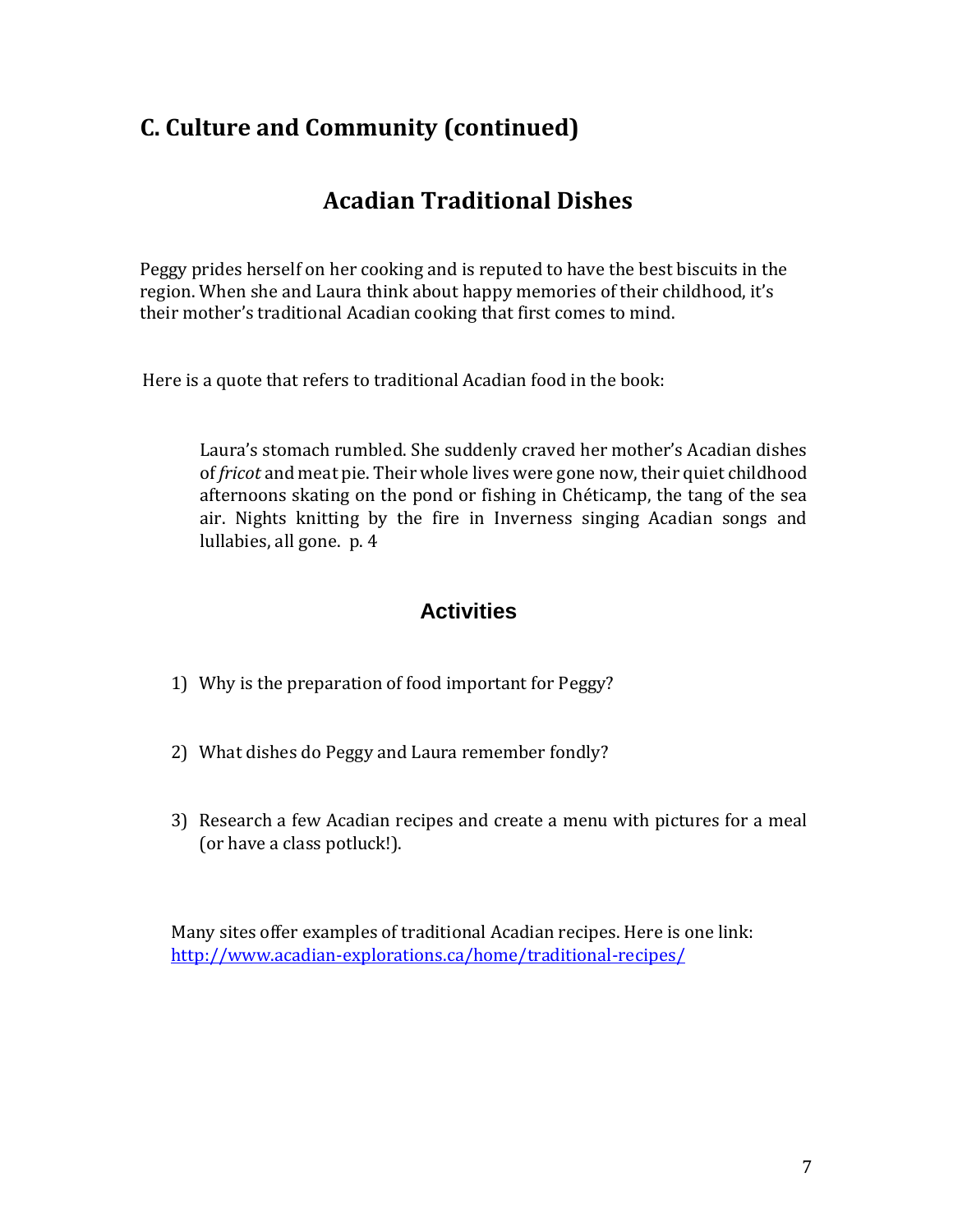## C. Culture and Community (continued)

### Acadian Traditional Dishes

Peggy prides herself on her cooking and is reputed to have the best biscuits in the region. When she and Laura think about happy memories of their childhood, it's their mother's traditional Acadian cooking that first comes to mind.

Here is a quote that refers to traditional Acadian food in the book:

> Laura's stomach rumbled. She suddenly craved her mother's Acadian dishes of *fricot* and meat pie. Their whole lives were gone now, their quiet childhood afternoons skating on the pond or fishing in Chéticamp, the tang of the sea air. Nights knitting by the fire in Inverness singing Acadian songs and lullabies, all gone. p. 4

### Activities

1) Why is the preparation of food important for Peggy?

2) What dishes do Peggy and Laura remember fondly?

3) Research a few Acadian recipes and create a menu with pictures for a meal (or have a class potluck!).

Many sites offer examples of traditional Acadian recipes. Here is one link: [http://www.acadian-explorations.ca/home/traditional-recipes/](http://www.acadian-explorations.ca/home/traditional-recipes/)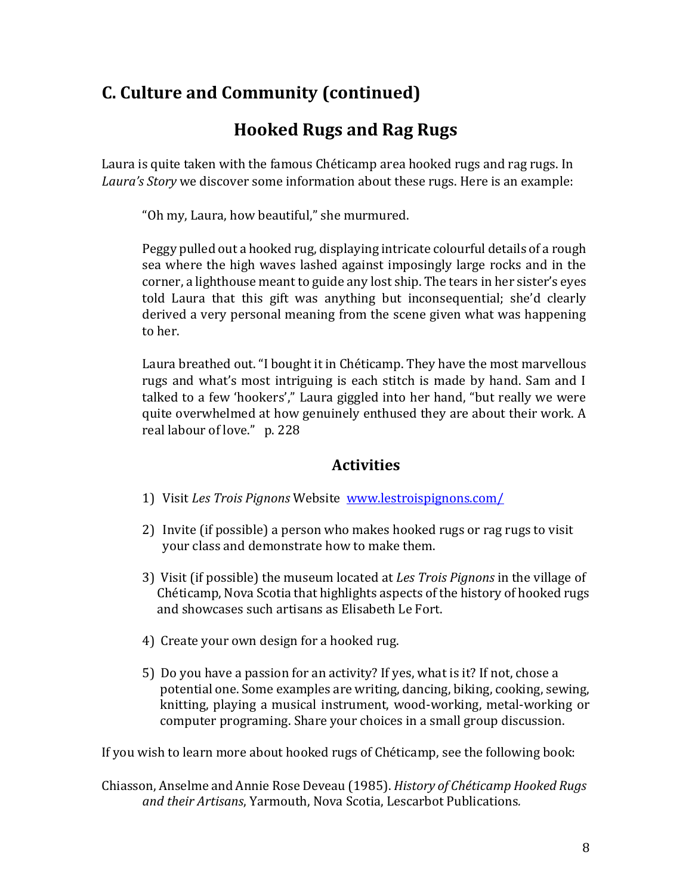## C. Culture and Community (continued)

### Hooked Rugs and Rag Rugs

Laura is quite taken with the famous Chéticamp area hooked rugs and rag rugs. In *Laura's Story* we discover some information about these rugs. Here is an example:

> "Oh my, Laura, how beautiful," she murmured.
>
> Peggy pulled out a hooked rug, displaying intricate colourful details of a rough sea where the high waves lashed against imposingly large rocks and in the corner, a lighthouse meant to guide any lost ship. The tears in her sister's eyes told Laura that this gift was anything but inconsequential; she'd clearly derived a very personal meaning from the scene given what was happening to her.
>
> Laura breathed out. "I bought it in Chéticamp. They have the most marvellous rugs and what's most intriguing is each stitch is made by hand. Sam and I talked to a few 'hookers'," Laura giggled into her hand, "but really we were quite overwhelmed at how genuinely enthused they are about their work. A real labour of love." p. 228

#### Activities

1) Visit *Les Trois Pignons* Website www.lestroispignons.com/
2) Invite (if possible) a person who makes hooked rugs or rag rugs to visit your class and demonstrate how to make them.
3) Visit (if possible) the museum located at *Les Trois Pignons* in the village of Chéticamp, Nova Scotia that highlights aspects of the history of hooked rugs and showcases such artisans as Elisabeth Le Fort.
4) Create your own design for a hooked rug.
5) Do you have a passion for an activity? If yes, what is it? If not, chose a potential one. Some examples are writing, dancing, biking, cooking, sewing, knitting, playing a musical instrument, wood-working, metal-working or computer programing. Share your choices in a small group discussion.

If you wish to learn more about hooked rugs of Chéticamp, see the following book:

Chiasson, Anselme and Annie Rose Deveau (1985). *History of Chéticamp Hooked Rugs and their Artisans*, Yarmouth, Nova Scotia, Lescarbot Publications.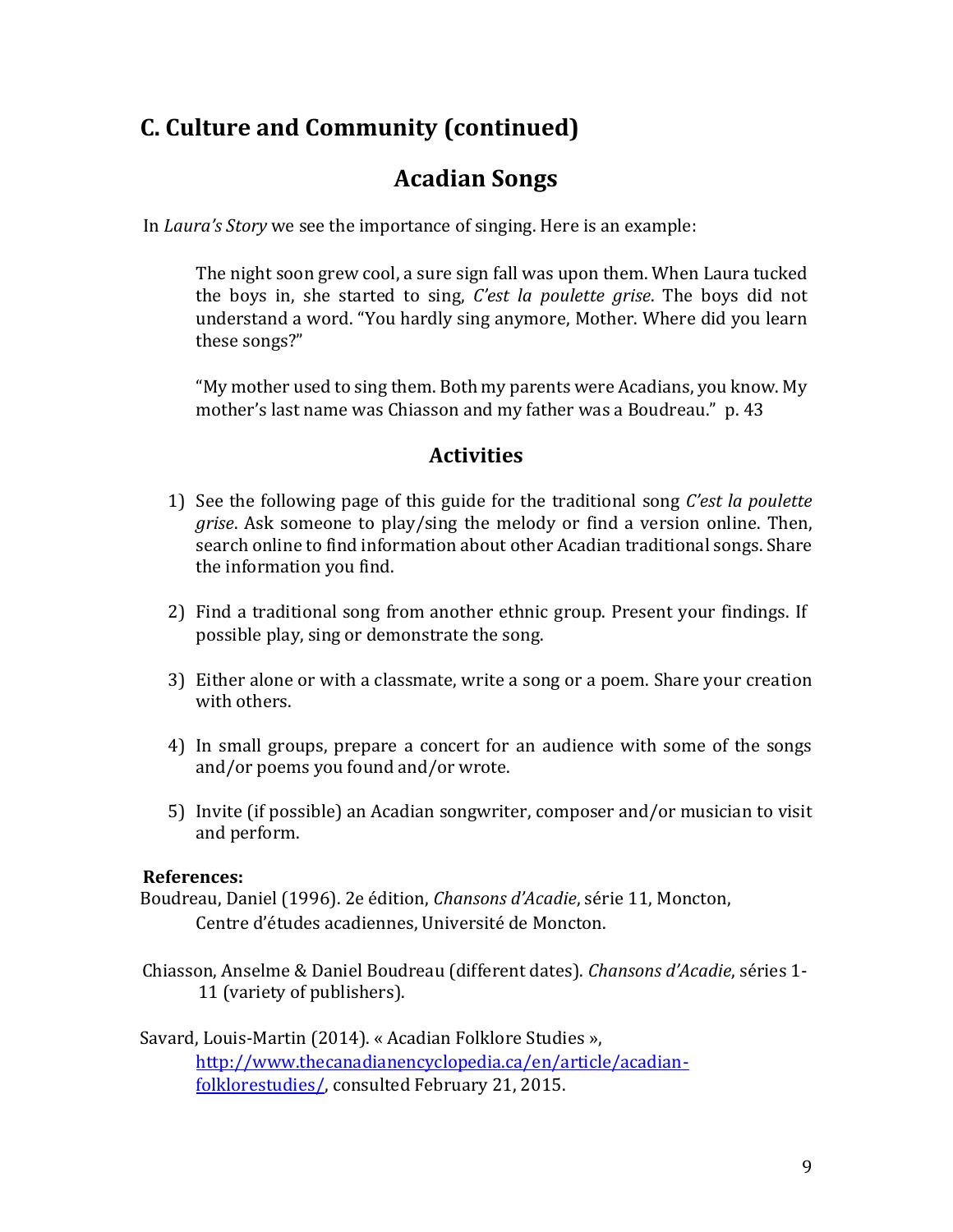## C. Culture and Community (continued)

### Acadian Songs

In *Laura's Story* we see the importance of singing. Here is an example:

> The night soon grew cool, a sure sign fall was upon them. When Laura tucked the boys in, she started to sing, *C'est la poulette grise*. The boys did not understand a word. "You hardly sing anymore, Mother. Where did you learn these songs?"
>
> "My mother used to sing them. Both my parents were Acadians, you know. My mother's last name was Chiasson and my father was a Boudreau." p. 43

### Activities

1) See the following page of this guide for the traditional song *C'est la poulette grise*. Ask someone to play/sing the melody or find a version online. Then, search online to find information about other Acadian traditional songs. Share the information you find.

2) Find a traditional song from another ethnic group. Present your findings. If possible play, sing or demonstrate the song.

3) Either alone or with a classmate, write a song or a poem. Share your creation with others.

4) In small groups, prepare a concert for an audience with some of the songs and/or poems you found and/or wrote.

5) Invite (if possible) an Acadian songwriter, composer and/or musician to visit and perform.

**References:**

Boudreau, Daniel (1996). 2e édition, *Chansons d'Acadie*, série 11, Moncton, Centre d'études acadiennes, Université de Moncton.

Chiasson, Anselme & Daniel Boudreau (different dates). *Chansons d'Acadie*, séries 1-11 (variety of publishers).

Savard, Louis-Martin (2014). « Acadian Folklore Studies », [http://www.thecanadianencyclopedia.ca/en/article/acadian-folklorestudies/](http://www.thecanadianencyclopedia.ca/en/article/acadian-folklorestudies/), consulted February 21, 2015.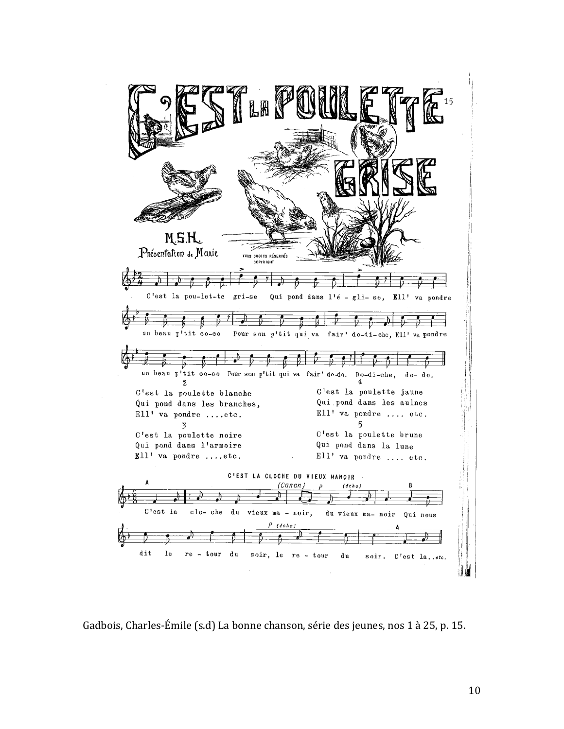# C'EST LA POULETTE GRISE

M.S.H.

Présentation de Marie

TOUS DROITS RÉSERVÉS COPYRIGHT

C'est la pou-let-te gri-se Qui pond dans l'é - gli- se, Ell' va pondre un beau p'tit co-co Pour son p'tit qui va fair' do-di-che, Ell' va pondre un beau p'tit co-co Pour son p'tit qui va fair' do-do. Do-di-che, do- do.

2

C'est la poulette blanche
Qui pond dans les branches,
Ell' va pondre ....etc.

3

C'est la poulette noire
Qui pond dans l'armoire
Ell' va pondre ....etc.

4

C'est la poulette jaune
Qui pond dans les aulnes
Ell' va pondre .... etc.

5

C'est la poulette brune
Qui pond dans la lune
Ell' va pondre .... etc.

## C'EST LA CLOCHE DU VIEUX MANOIR

(Canon)

A C'est la clo- che du vieux ma - noir, *p* (écho) du vieux ma- noir B Qui nous dit le re - tour du soir, *P* (écho) le re - tour du soir. A C'est la..*etc.*

Gadbois, Charles-Émile (s.d) La bonne chanson, série des jeunes, nos 1 à 25, p. 15.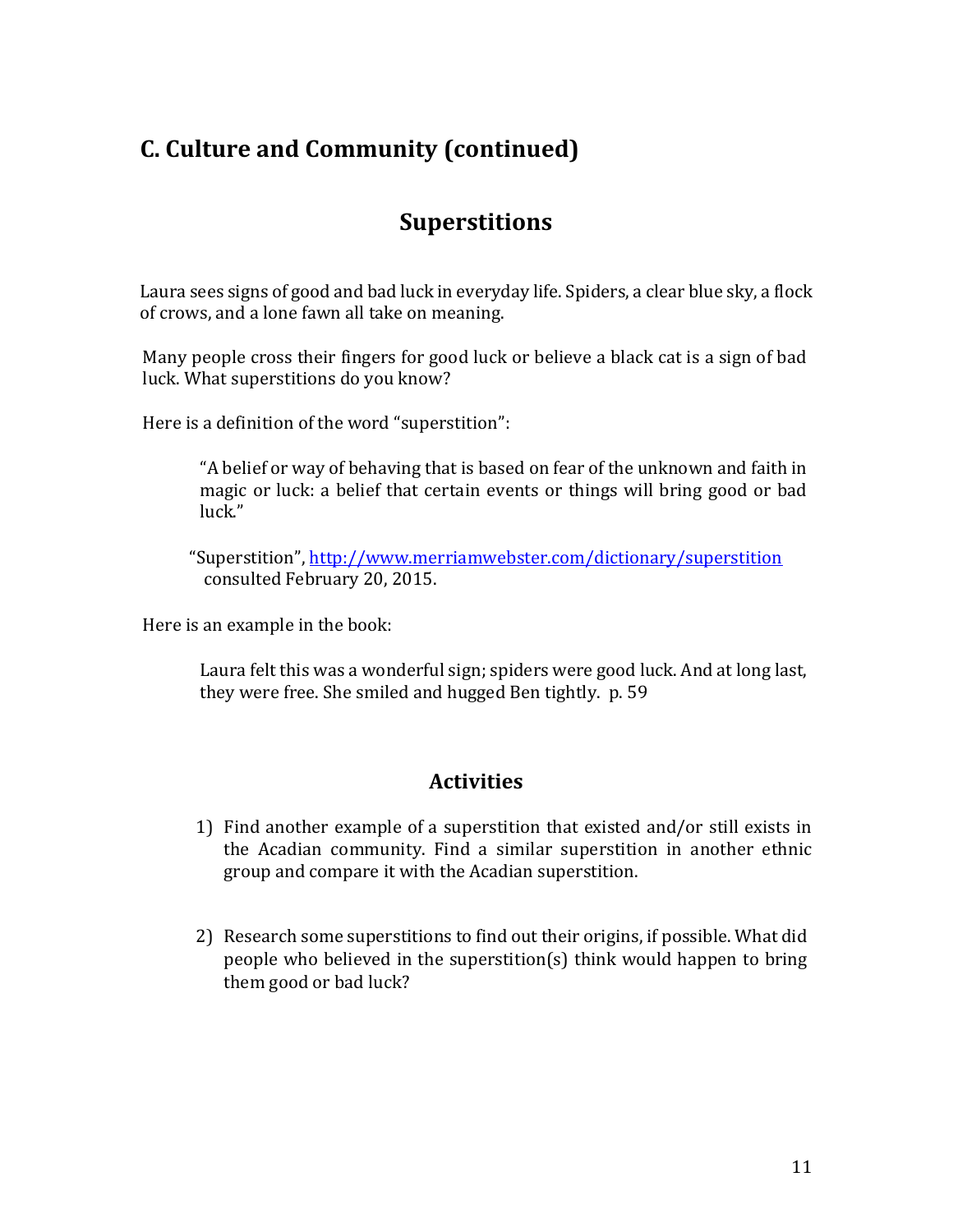## C. Culture and Community (continued)

### Superstitions

Laura sees signs of good and bad luck in everyday life. Spiders, a clear blue sky, a flock of crows, and a lone fawn all take on meaning.

Many people cross their fingers for good luck or believe a black cat is a sign of bad luck. What superstitions do you know?

Here is a definition of the word "superstition":

> "A belief or way of behaving that is based on fear of the unknown and faith in magic or luck: a belief that certain events or things will bring good or bad luck."

"Superstition", [http://www.merriamwebster.com/dictionary/superstition](http://www.merriamwebster.com/dictionary/superstition) consulted February 20, 2015.

Here is an example in the book:

> Laura felt this was a wonderful sign; spiders were good luck. And at long last, they were free. She smiled and hugged Ben tightly. p. 59

### Activities

1) Find another example of a superstition that existed and/or still exists in the Acadian community. Find a similar superstition in another ethnic group and compare it with the Acadian superstition.

2) Research some superstitions to find out their origins, if possible. What did people who believed in the superstition(s) think would happen to bring them good or bad luck?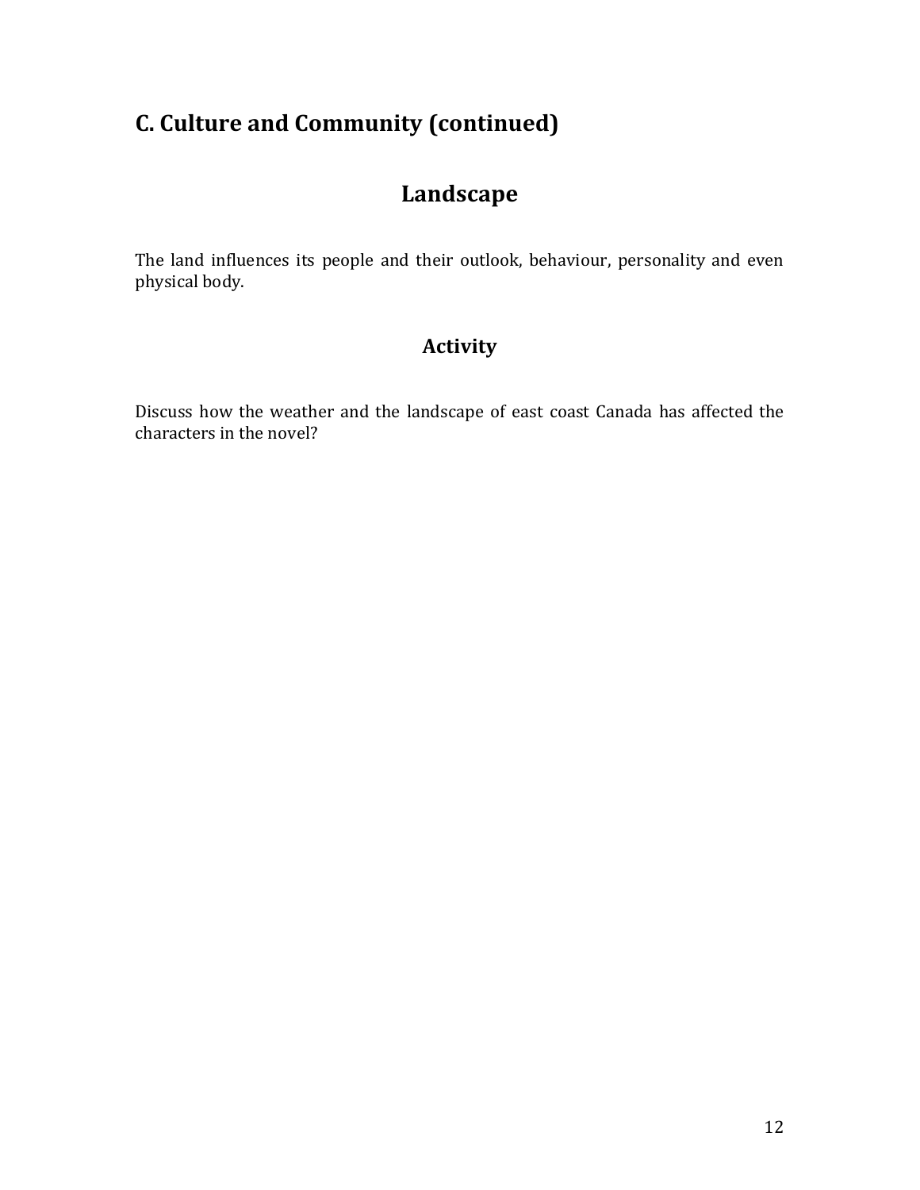## C. Culture and Community (continued)

### Landscape

The land influences its people and their outlook, behaviour, personality and even physical body.

### Activity

Discuss how the weather and the landscape of east coast Canada has affected the characters in the novel?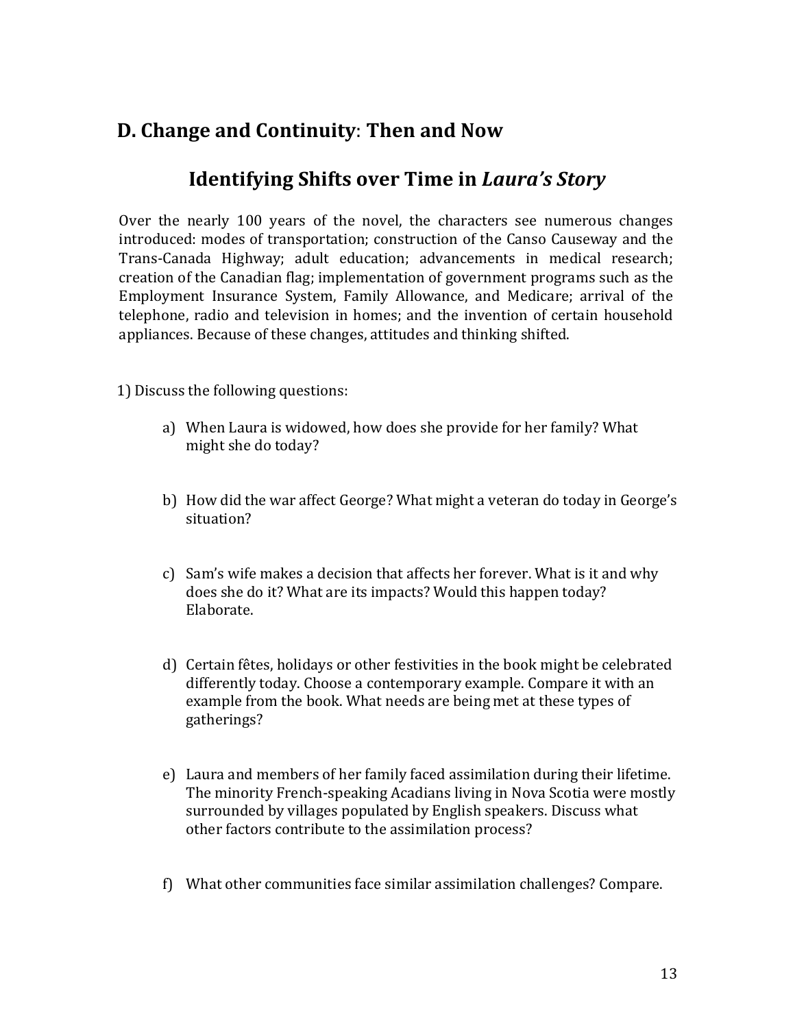## D. Change and Continuity: Then and Now

## Identifying Shifts over Time in *Laura's Story*

Over the nearly 100 years of the novel, the characters see numerous changes introduced: modes of transportation; construction of the Canso Causeway and the Trans-Canada Highway; adult education; advancements in medical research; creation of the Canadian flag; implementation of government programs such as the Employment Insurance System, Family Allowance, and Medicare; arrival of the telephone, radio and television in homes; and the invention of certain household appliances. Because of these changes, attitudes and thinking shifted.

1) Discuss the following questions:

a) When Laura is widowed, how does she provide for her family? What might she do today?

b) How did the war affect George? What might a veteran do today in George's situation?

c) Sam's wife makes a decision that affects her forever. What is it and why does she do it? What are its impacts? Would this happen today? Elaborate.

d) Certain fêtes, holidays or other festivities in the book might be celebrated differently today. Choose a contemporary example. Compare it with an example from the book. What needs are being met at these types of gatherings?

e) Laura and members of her family faced assimilation during their lifetime. The minority French-speaking Acadians living in Nova Scotia were mostly surrounded by villages populated by English speakers. Discuss what other factors contribute to the assimilation process?

f) What other communities face similar assimilation challenges? Compare.